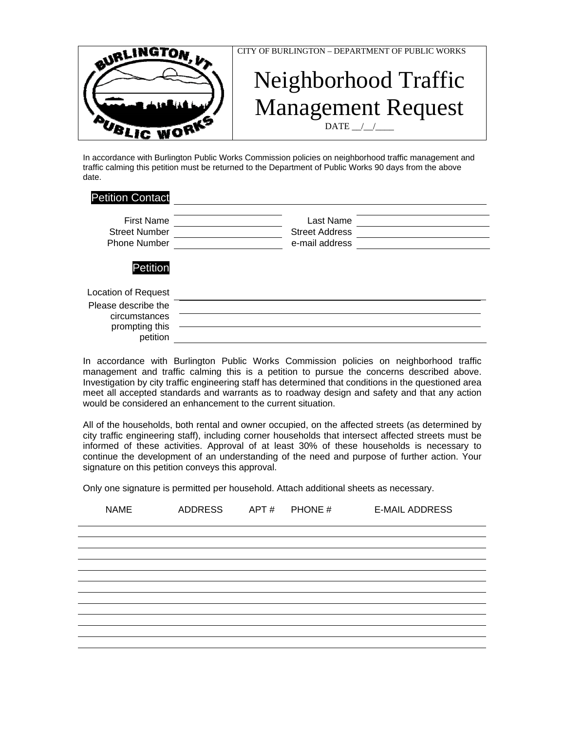CITY OF BURLINGTON – DEPARTMENT OF PUBLIC WORKS

# Neighborhood Traffic Management Request

DATE __/__/____

In accordance with Burlington Public Works Commission policies on neighborhood traffic management and traffic calming this petition must be returned to the Department of Public Works 90 days from the above date.

## Petition Contact

| | | | |
|---|---|---|---|
| First Name | | Last Name | |
| Street Number | | Street Address | |
| Phone Number | | e-mail address | |

## Petition

Location of Request ______________________________

Please describe the circumstances prompting this petition ______________________________

In accordance with Burlington Public Works Commission policies on neighborhood traffic management and traffic calming this is a petition to pursue the concerns described above. Investigation by city traffic engineering staff has determined that conditions in the questioned area meet all accepted standards and warrants as to roadway design and safety and that any action would be considered an enhancement to the current situation.

All of the households, both rental and owner occupied, on the affected streets (as determined by city traffic engineering staff), including corner households that intersect affected streets must be informed of these activities. Approval of at least 30% of these households is necessary to continue the development of an understanding of the need and purpose of further action. Your signature on this petition conveys this approval.

Only one signature is permitted per household. Attach additional sheets as necessary.

| NAME | ADDRESS | APT # | PHONE # | E-MAIL ADDRESS |
|---|---|---|---|---|
| | | | | |
| | | | | |
| | | | | |
| | | | | |
| | | | | |
| | | | | |
| | | | | |
| | | | | |
| | | | | |
| | | | | |
| | | | | |
| | | | | |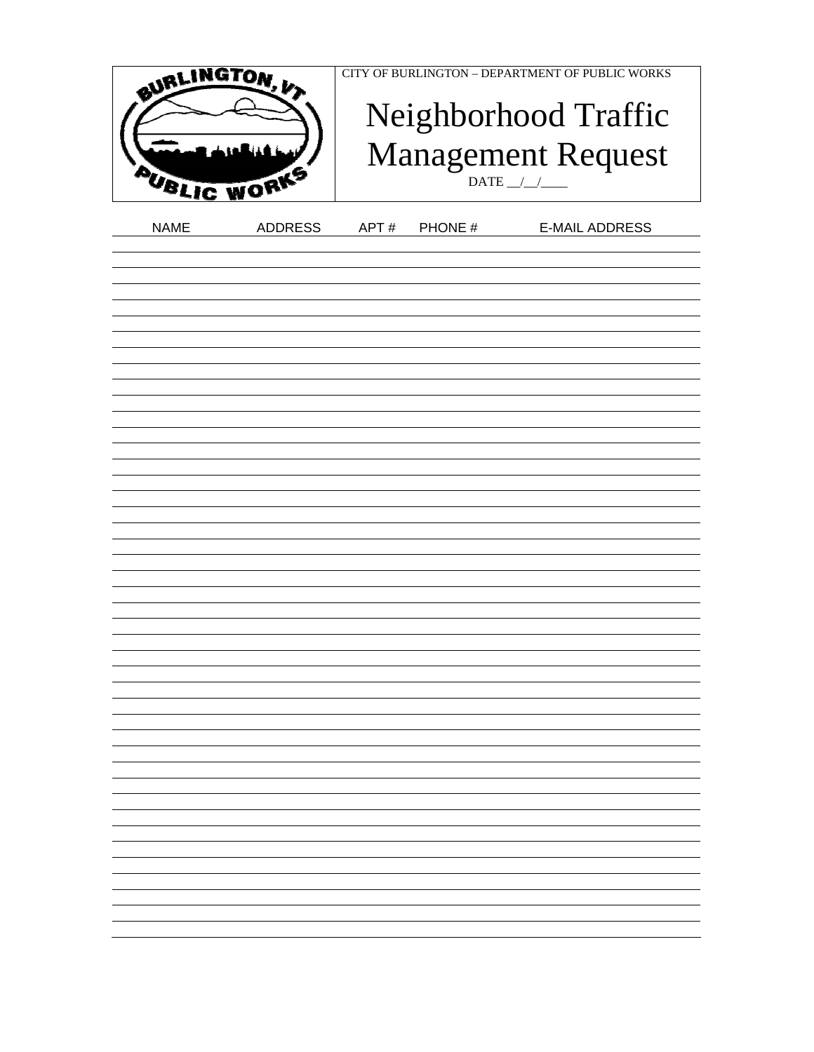CITY OF BURLINGTON – DEPARTMENT OF PUBLIC WORKS

# Neighborhood Traffic Management Request

DATE __/__/____

| NAME | ADDRESS | APT # | PHONE # | E-MAIL ADDRESS |
|---|---|---|---|---|
| | | | | |
| | | | | |
| | | | | |
| | | | | |
| | | | | |
| | | | | |
| | | | | |
| | | | | |
| | | | | |
| | | | | |
| | | | | |
| | | | | |
| | | | | |
| | | | | |
| | | | | |
| | | | | |
| | | | | |
| | | | | |
| | | | | |
| | | | | |
| | | | | |
| | | | | |
| | | | | |
| | | | | |
| | | | | |
| | | | | |
| | | | | |
| | | | | |
| | | | | |
| | | | | |
| | | | | |
| | | | | |
| | | | | |
| | | | | |
| | | | | |
| | | | | |
| | | | | |
| | | | | |
| | | | | |
| | | | | |
| | | | | |
| | | | | |
| | | | | |